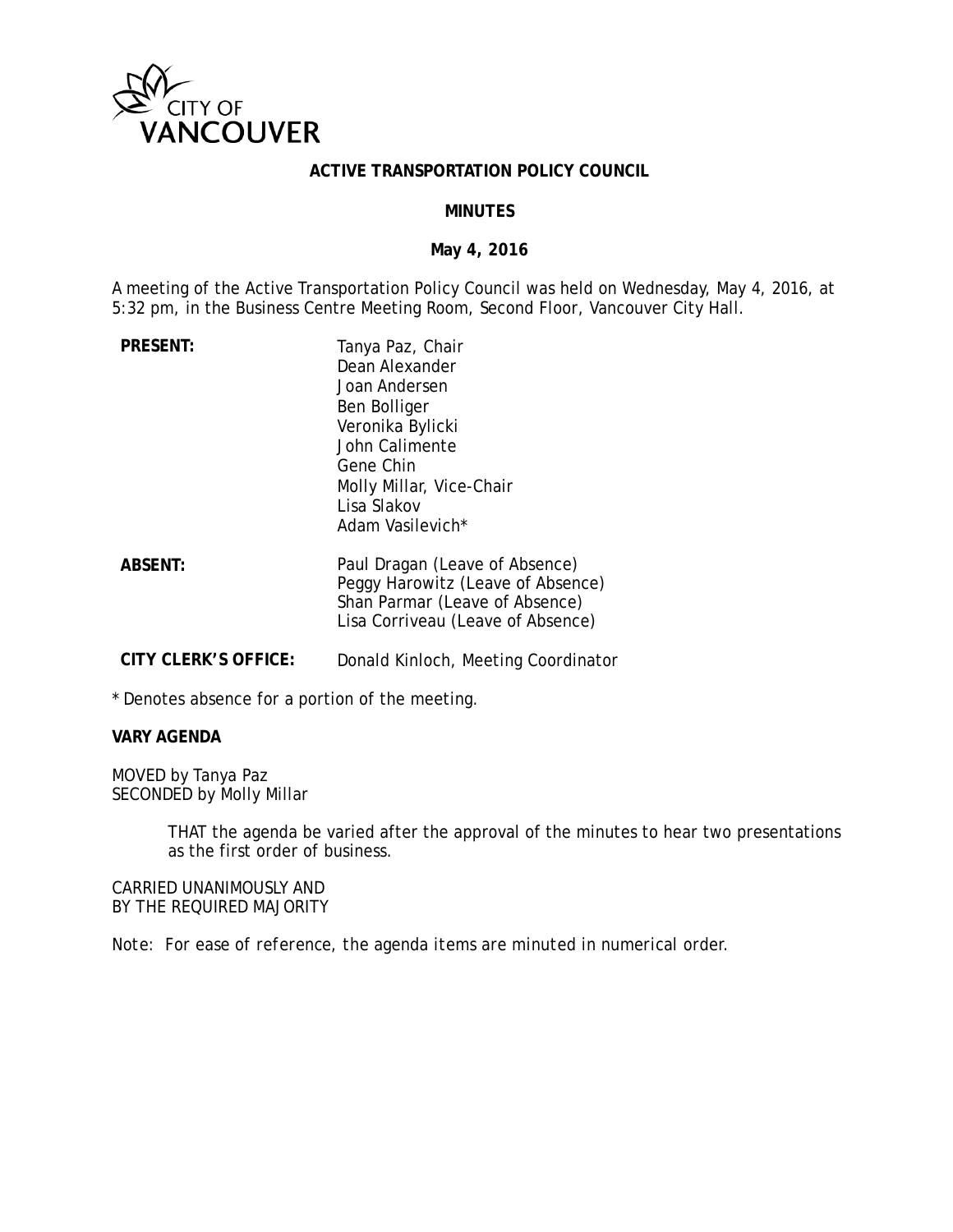CITY OF VANCOUVER

# ACTIVE TRANSPORTATION POLICY COUNCIL

## MINUTES

**May 4, 2016**

A meeting of the Active Transportation Policy Council was held on Wednesday, May 4, 2016, at 5:32 pm, in the Business Centre Meeting Room, Second Floor, Vancouver City Hall.

| | |
|---|---|
| **PRESENT:** | Tanya Paz, Chair<br>Dean Alexander<br>Joan Andersen<br>Ben Bolliger<br>Veronika Bylicki<br>John Calimente<br>Gene Chin<br>Molly Millar, Vice-Chair<br>Lisa Slakov<br>Adam Vasilevich* |
| **ABSENT:** | Paul Dragan (Leave of Absence)<br>Peggy Harowitz (Leave of Absence)<br>Shan Parmar (Leave of Absence)<br>Lisa Corriveau (Leave of Absence) |
| **CITY CLERK'S OFFICE:** | Donald Kinloch, Meeting Coordinator |

\* Denotes absence for a portion of the meeting.

**VARY AGENDA**

MOVED by Tanya Paz
SECONDED by Molly Millar

> THAT the agenda be varied after the approval of the minutes to hear two presentations as the first order of business.

CARRIED UNANIMOUSLY AND
BY THE REQUIRED MAJORITY

*Note: For ease of reference, the agenda items are minuted in numerical order.*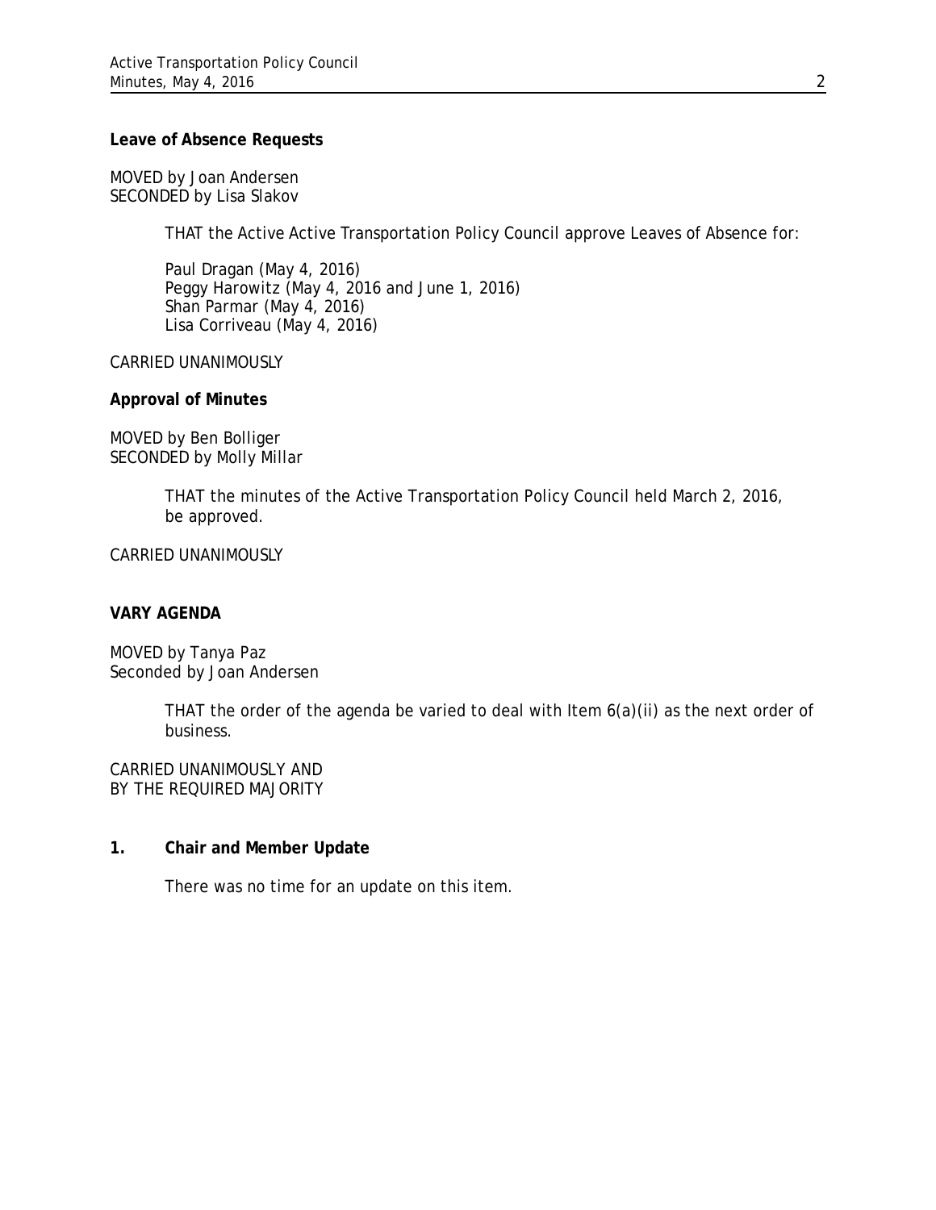**Leave of Absence Requests**

MOVED by Joan Andersen
SECONDED by Lisa Slakov

> THAT the Active Active Transportation Policy Council approve Leaves of Absence for:
>
> Paul Dragan (May 4, 2016)
> Peggy Harowitz (May 4, 2016 and June 1, 2016)
> Shan Parmar (May 4, 2016)
> Lisa Corriveau (May 4, 2016)

CARRIED UNANIMOUSLY

**Approval of Minutes**

MOVED by Ben Bolliger
SECONDED by Molly Millar

> THAT the minutes of the Active Transportation Policy Council held March 2, 2016, be approved.

CARRIED UNANIMOUSLY

**VARY AGENDA**

MOVED by Tanya Paz
Seconded by Joan Andersen

> THAT the order of the agenda be varied to deal with Item 6(a)(ii) as the next order of business.

CARRIED UNANIMOUSLY AND
BY THE REQUIRED MAJORITY

**1. Chair and Member Update**

There was no time for an update on this item.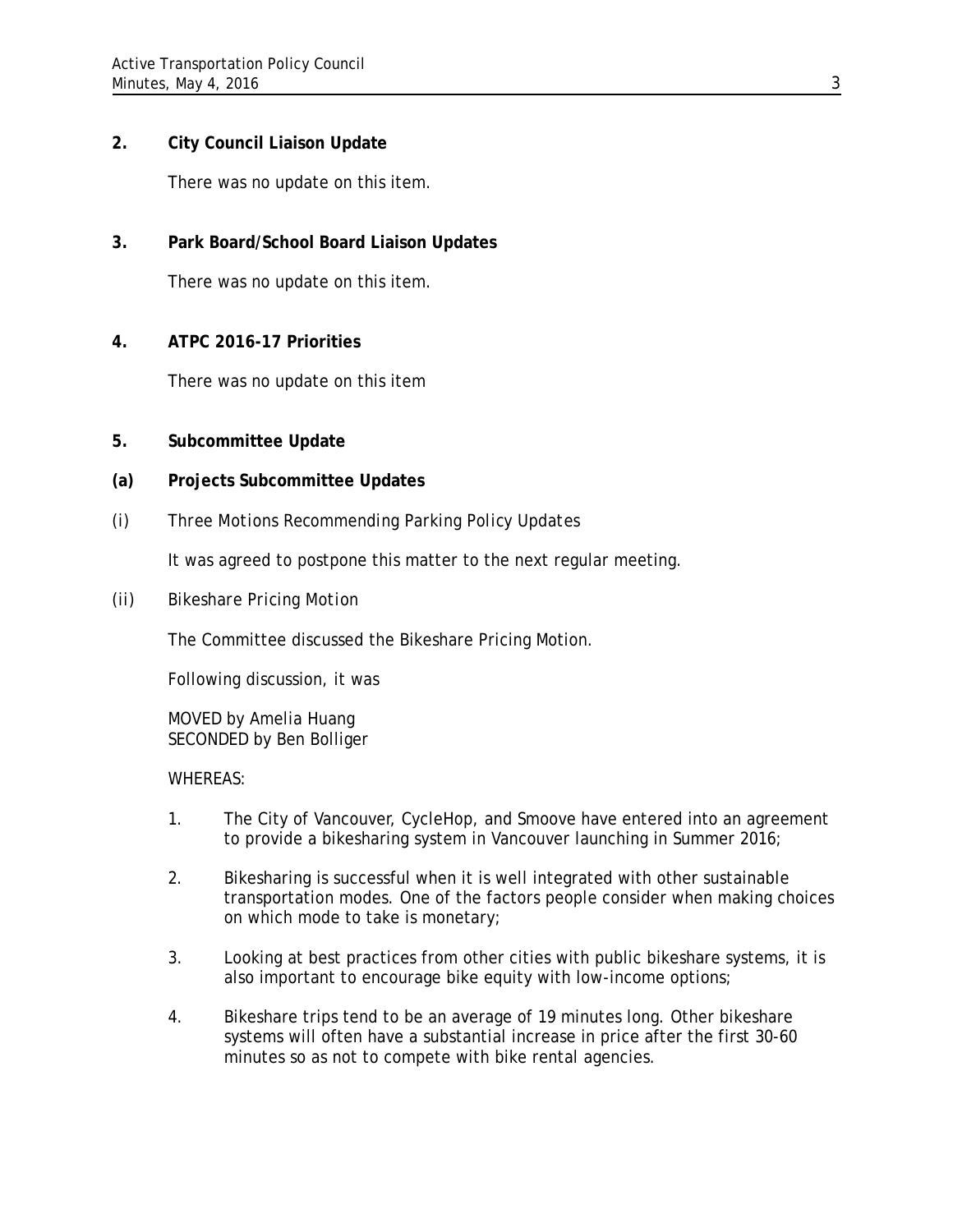**2. City Council Liaison Update**

There was no update on this item.

**3. Park Board/School Board Liaison Updates**

There was no update on this item.

**4. ATPC 2016-17 Priorities**

There was no update on this item

**5. Subcommittee Update**

**(a) Projects Subcommittee Updates**

(i) *Three Motions Recommending Parking Policy Updates*

It was agreed to postpone this matter to the next regular meeting.

(ii) *Bikeshare Pricing Motion*

The Committee discussed the Bikeshare Pricing Motion.

Following discussion, it was

MOVED by Amelia Huang
SECONDED by Ben Bolliger

WHEREAS:

1. The City of Vancouver, CycleHop, and Smoove have entered into an agreement to provide a bikesharing system in Vancouver launching in Summer 2016;

2. Bikesharing is successful when it is well integrated with other sustainable transportation modes. One of the factors people consider when making choices on which mode to take is monetary;

3. Looking at best practices from other cities with public bikeshare systems, it is also important to encourage bike equity with low-income options;

4. Bikeshare trips tend to be an average of 19 minutes long. Other bikeshare systems will often have a substantial increase in price after the first 30-60 minutes so as not to compete with bike rental agencies.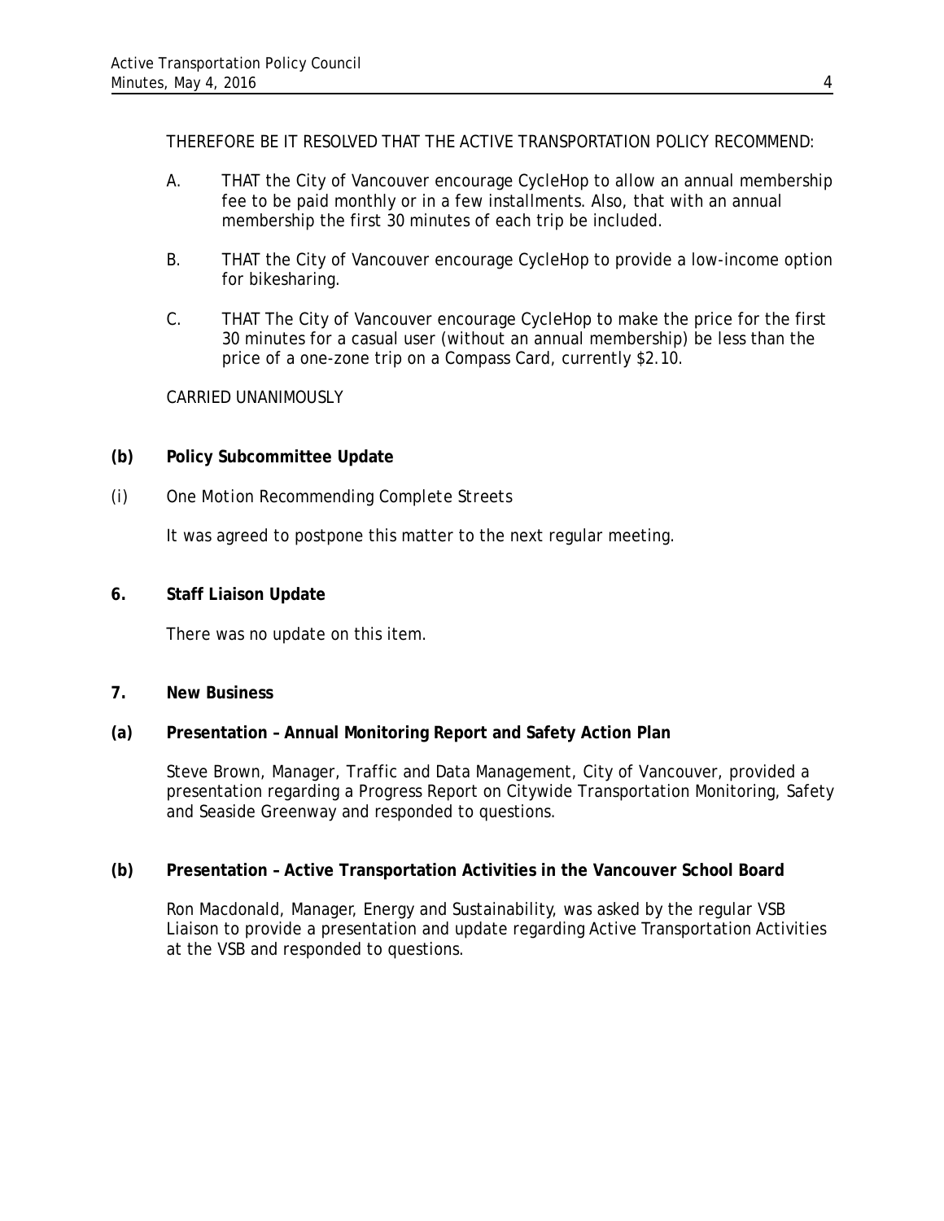THEREFORE BE IT RESOLVED THAT THE ACTIVE TRANSPORTATION POLICY RECOMMEND:

A. THAT the City of Vancouver encourage CycleHop to allow an annual membership fee to be paid monthly or in a few installments. Also, that with an annual membership the first 30 minutes of each trip be included.

B. THAT the City of Vancouver encourage CycleHop to provide a low-income option for bikesharing.

C. THAT The City of Vancouver encourage CycleHop to make the price for the first 30 minutes for a casual user (without an annual membership) be less than the price of a one-zone trip on a Compass Card, currently $2.10.

CARRIED UNANIMOUSLY

**(b) Policy Subcommittee Update**

*(i) One Motion Recommending Complete Streets*

It was agreed to postpone this matter to the next regular meeting.

**6. Staff Liaison Update**

There was no update on this item.

**7. New Business**

**(a) Presentation – Annual Monitoring Report and Safety Action Plan**

Steve Brown, Manager, Traffic and Data Management, City of Vancouver, provided a presentation regarding a Progress Report on Citywide Transportation Monitoring, Safety and Seaside Greenway and responded to questions.

**(b) Presentation – Active Transportation Activities in the Vancouver School Board**

Ron Macdonald, Manager, Energy and Sustainability, was asked by the regular VSB Liaison to provide a presentation and update regarding Active Transportation Activities at the VSB and responded to questions.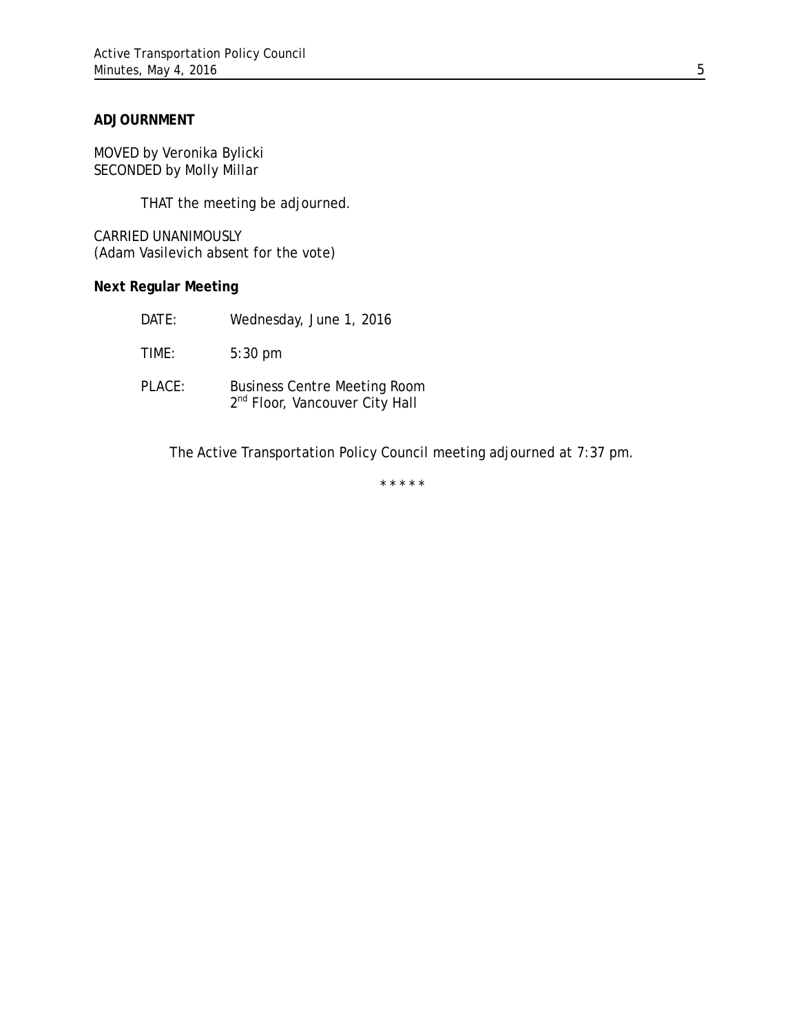**ADJOURNMENT**

MOVED by Veronika Bylicki
SECONDED by Molly Millar

THAT the meeting be adjourned.

CARRIED UNANIMOUSLY
(Adam Vasilevich absent for the vote)

**Next Regular Meeting**

DATE: Wednesday, June 1, 2016

TIME: 5:30 pm

PLACE: Business Centre Meeting Room
2nd Floor, Vancouver City Hall

The Active Transportation Policy Council meeting adjourned at 7:37 pm.

\* \* \* \* \*